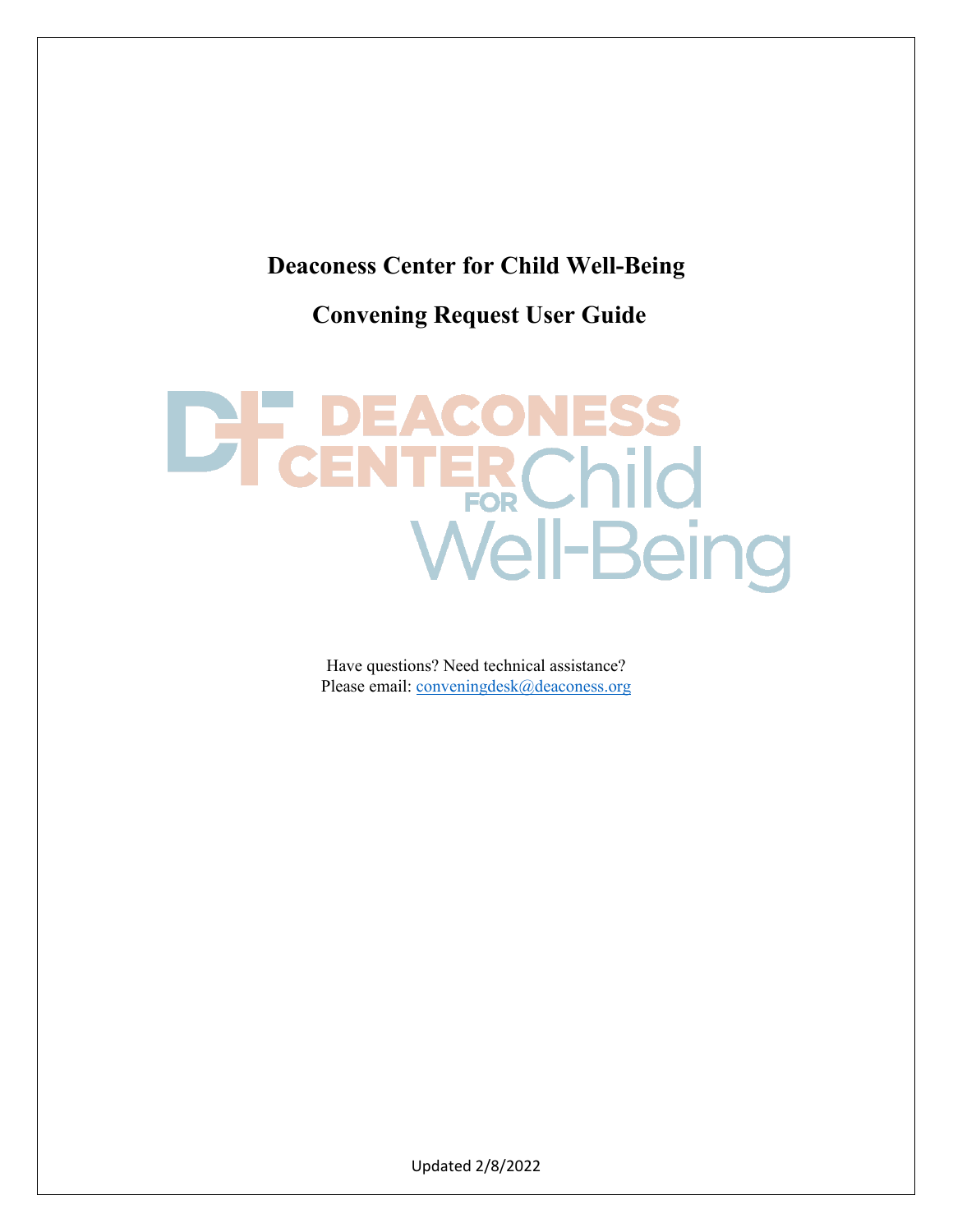# Deaconess Center for Child Well-Being

# Convening Request User Guide

Have questions? Need technical assistance?
Please email: conveningdesk@deaconess.org

Updated 2/8/2022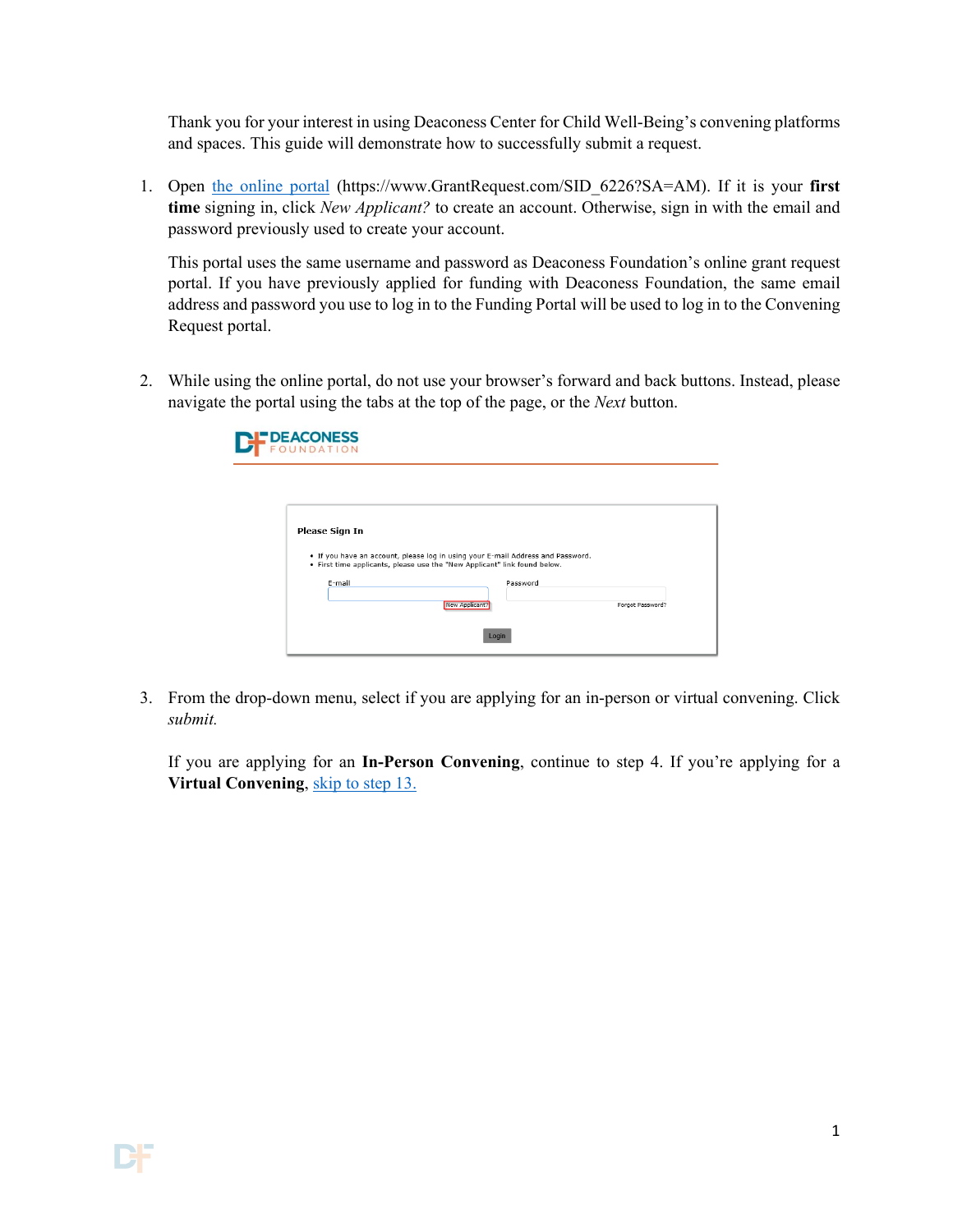Thank you for your interest in using Deaconess Center for Child Well-Being's convening platforms and spaces. This guide will demonstrate how to successfully submit a request.

1. Open [the online portal](https://www.GrantRequest.com/SID_6226?SA=AM) (https://www.GrantRequest.com/SID_6226?SA=AM). If it is your **first time** signing in, click *New Applicant?* to create an account. Otherwise, sign in with the email and password previously used to create your account.

   This portal uses the same username and password as Deaconess Foundation's online grant request portal. If you have previously applied for funding with Deaconess Foundation, the same email address and password you use to log in to the Funding Portal will be used to log in to the Convening Request portal.

2. While using the online portal, do not use your browser's forward and back buttons. Instead, please navigate the portal using the tabs at the top of the page, or the *Next* button.

   DEACONESS FOUNDATION

   **Please Sign In**

   - If you have an account, please log in using your E-mail Address and Password.
   - First time applicants, please use the "New Applicant" link found below.

   E-mail | Password

   New Applicant? | Forgot Password?

   Login

3. From the drop-down menu, select if you are applying for an in-person or virtual convening. Click *submit.*

   If you are applying for an **In-Person Convening**, continue to step 4. If you're applying for a **Virtual Convening**, skip to step 13.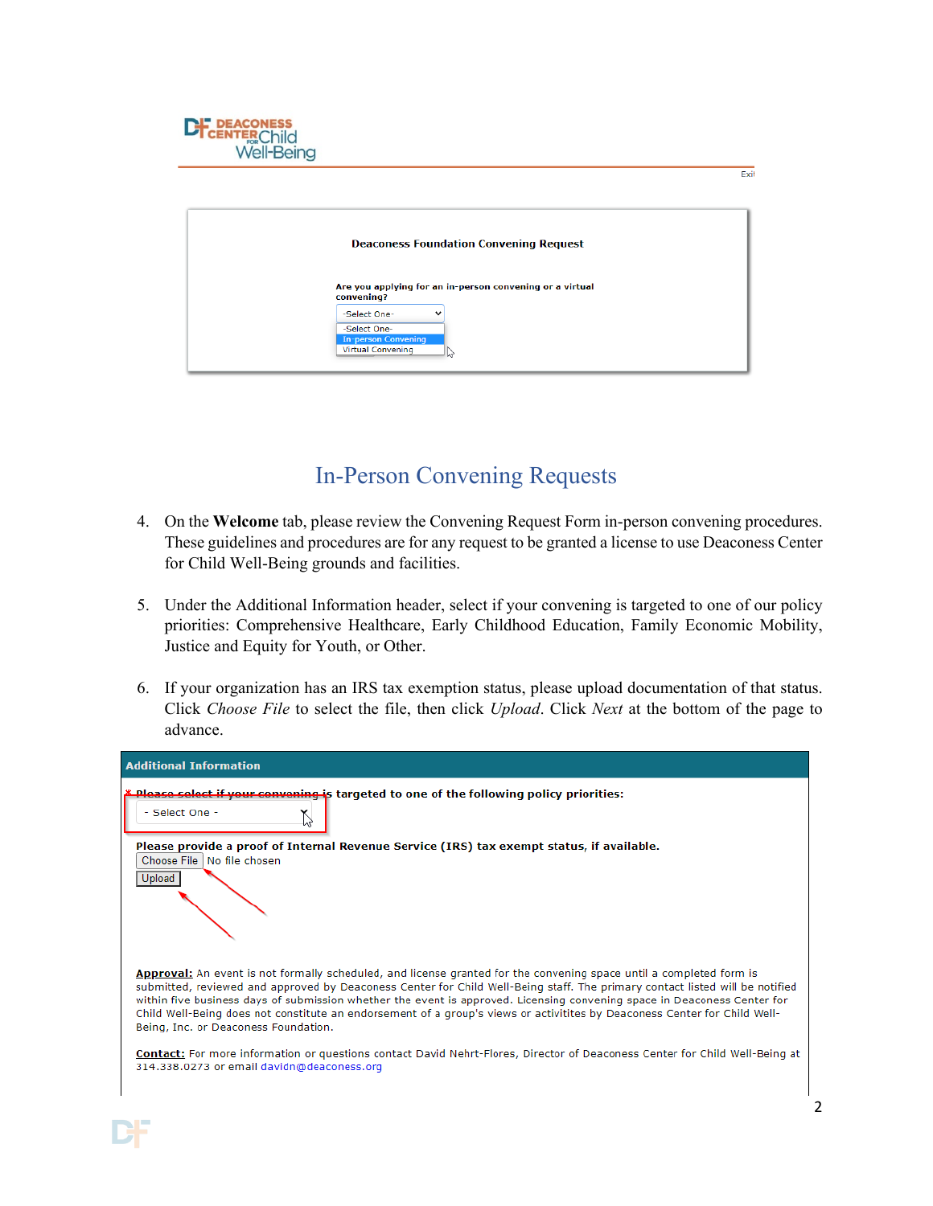Deaconess Foundation Convening Request

Are you applying for an in-person convening or a virtual convening?

-Select One-

-Select One-
In-person Convening
Virtual Convening

## In-Person Convening Requests

4. On the **Welcome** tab, please review the Convening Request Form in-person convening procedures. These guidelines and procedures are for any request to be granted a license to use Deaconess Center for Child Well-Being grounds and facilities.

5. Under the Additional Information header, select if your convening is targeted to one of our policy priorities: Comprehensive Healthcare, Early Childhood Education, Family Economic Mobility, Justice and Equity for Youth, or Other.

6. If your organization has an IRS tax exemption status, please upload documentation of that status. Click *Choose File* to select the file, then click *Upload*. Click *Next* at the bottom of the page to advance.

**Additional Information**

\* **Please select if your convening is targeted to one of the following policy priorities:**

- Select One -

**Please provide a proof of Internal Revenue Service (IRS) tax exempt status, if available.**

Choose File No file chosen

Upload

**Approval:** An event is not formally scheduled, and license granted for the convening space until a completed form is submitted, reviewed and approved by Deaconess Center for Child Well-Being staff. The primary contact listed will be notified within five business days of submission whether the event is approved. Licensing convening space in Deaconess Center for Child Well-Being does not constitute an endorsement of a group's views or activitites by Deaconess Center for Child Well-Being, Inc. or Deaconess Foundation.

**Contact:** For more information or questions contact David Nehrt-Flores, Director of Deaconess Center for Child Well-Being at 314.338.0273 or email davidn@deaconess.org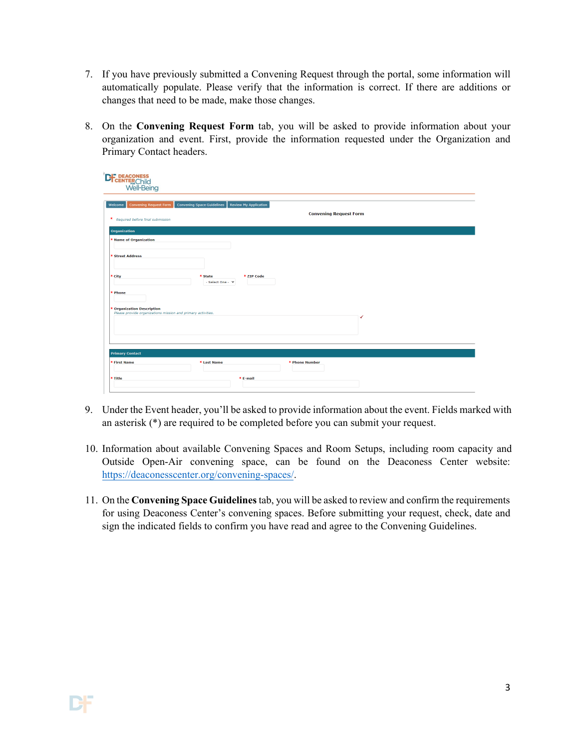7. If you have previously submitted a Convening Request through the portal, some information will automatically populate. Please verify that the information is correct. If there are additions or changes that need to be made, make those changes.

8. On the **Convening Request Form** tab, you will be asked to provide information about your organization and event. First, provide the information requested under the Organization and Primary Contact headers.

9. Under the Event header, you'll be asked to provide information about the event. Fields marked with an asterisk (*) are required to be completed before you can submit your request.

10. Information about available Convening Spaces and Room Setups, including room capacity and Outside Open-Air convening space, can be found on the Deaconess Center website: [https://deaconesscenter.org/convening-spaces/](https://deaconesscenter.org/convening-spaces/).

11. On the **Convening Space Guidelines** tab, you will be asked to review and confirm the requirements for using Deaconess Center's convening spaces. Before submitting your request, check, date and sign the indicated fields to confirm you have read and agree to the Convening Guidelines.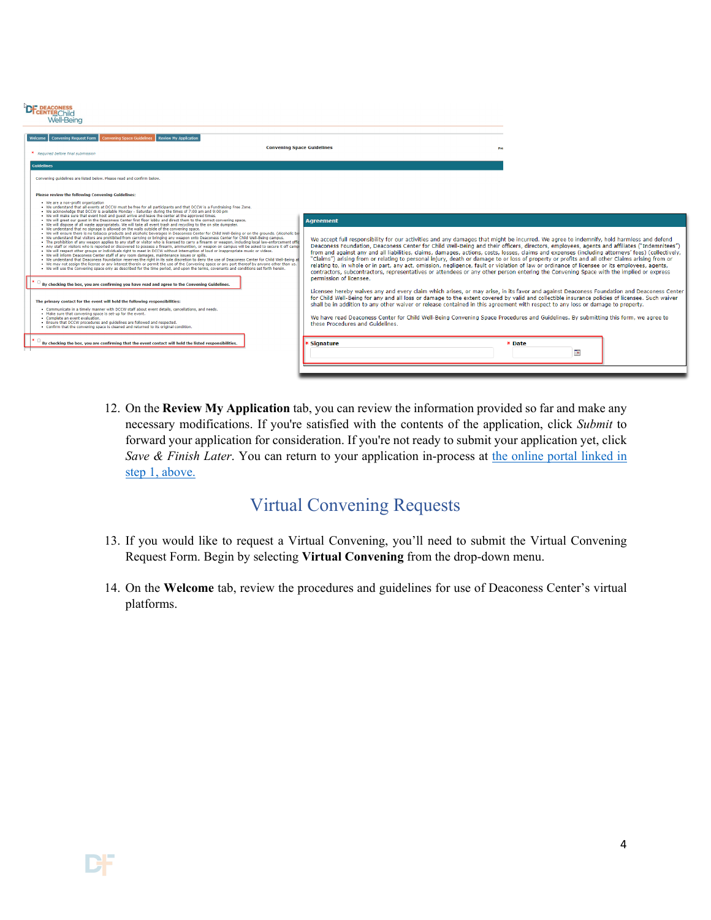12. On the **Review My Application** tab, you can review the information provided so far and make any necessary modifications. If you're satisfied with the contents of the application, click *Submit* to forward your application for consideration. If you're not ready to submit your application yet, click *Save & Finish Later*. You can return to your application in-process at [the online portal linked in step 1, above.]()

## Virtual Convening Requests

13. If you would like to request a Virtual Convening, you'll need to submit the Virtual Convening Request Form. Begin by selecting **Virtual Convening** from the drop-down menu.

14. On the **Welcome** tab, review the procedures and guidelines for use of Deaconess Center's virtual platforms.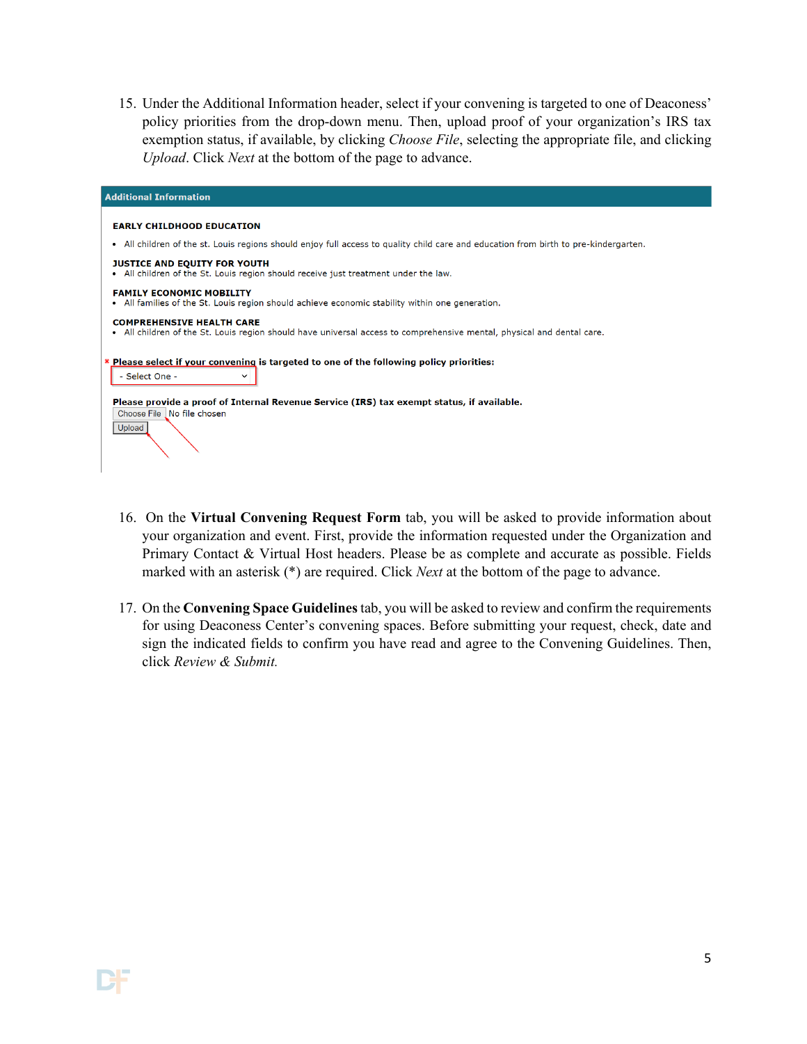15. Under the Additional Information header, select if your convening is targeted to one of Deaconess' policy priorities from the drop-down menu. Then, upload proof of your organization's IRS tax exemption status, if available, by clicking *Choose File*, selecting the appropriate file, and clicking *Upload*. Click *Next* at the bottom of the page to advance.

**Additional Information**

**EARLY CHILDHOOD EDUCATION**

- All children of the st. Louis regions should enjoy full access to quality child care and education from birth to pre-kindergarten.

**JUSTICE AND EQUITY FOR YOUTH**

- All children of the St. Louis region should receive just treatment under the law.

**FAMILY ECONOMIC MOBILITY**

- All families of the St. Louis region should achieve economic stability within one generation.

**COMPREHENSIVE HEALTH CARE**

- All children of the St. Louis region should have universal access to comprehensive mental, physical and dental care.

* **Please select if your convening is targeted to one of the following policy priorities:**

- Select One -

**Please provide a proof of Internal Revenue Service (IRS) tax exempt status, if available.**

Choose File No file chosen

Upload

16. On the **Virtual Convening Request Form** tab, you will be asked to provide information about your organization and event. First, provide the information requested under the Organization and Primary Contact & Virtual Host headers. Please be as complete and accurate as possible. Fields marked with an asterisk (*) are required. Click *Next* at the bottom of the page to advance.

17. On the **Convening Space Guidelines** tab, you will be asked to review and confirm the requirements for using Deaconess Center's convening spaces. Before submitting your request, check, date and sign the indicated fields to confirm you have read and agree to the Convening Guidelines. Then, click *Review & Submit.*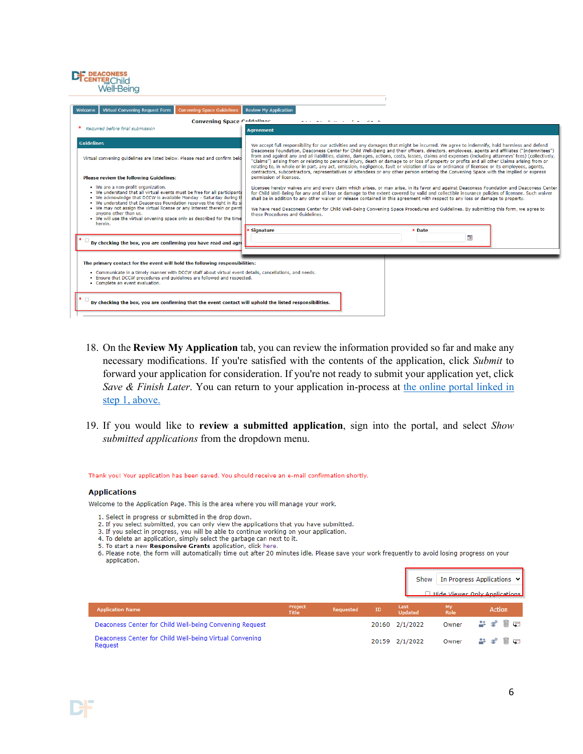18. On the **Review My Application** tab, you can review the information provided so far and make any necessary modifications. If you're satisfied with the contents of the application, click *Submit* to forward your application for consideration. If you're not ready to submit your application yet, click *Save & Finish Later*. You can return to your application in-process at the online portal linked in step 1, above.

19. If you would like to **review a submitted application**, sign into the portal, and select *Show submitted applications* from the dropdown menu.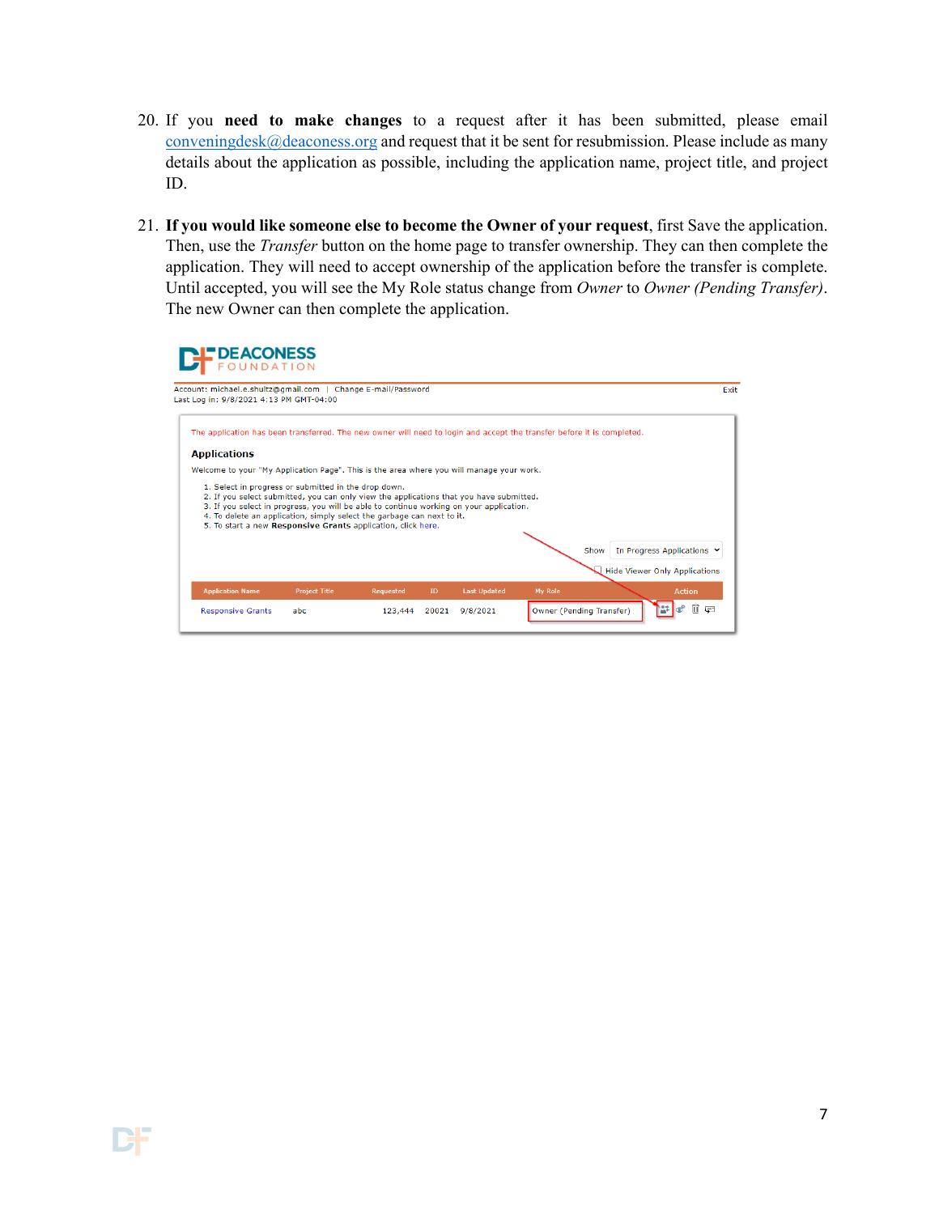20. If you **need to make changes** to a request after it has been submitted, please email conveningdesk@deaconess.org and request that it be sent for resubmission. Please include as many details about the application as possible, including the application name, project title, and project ID.

21. **If you would like someone else to become the Owner of your request**, first Save the application. Then, use the *Transfer* button on the home page to transfer ownership. They can then complete the application. They will need to accept ownership of the application before the transfer is complete. Until accepted, you will see the My Role status change from *Owner* to *Owner (Pending Transfer)*. The new Owner can then complete the application.

DEACONESS FOUNDATION

Account: michael.e.shultz@gmail.com | Change E-mail/Password

Exit

Last Log in: 9/8/2021 4:13 PM GMT-04:00

The application has been transferred. The new owner will need to login and accept the transfer before it is completed.

**Applications**

Welcome to your "My Application Page". This is the area where you will manage your work.

1. Select in progress or submitted in the drop down.
2. If you select submitted, you can only view the applications that you have submitted.
3. If you select in progress, you will be able to continue working on your application.
4. To delete an application, simply select the garbage can next to it.
5. To start a new **Responsive Grants** application, click here.

Show In Progress Applications

Hide Viewer Only Applications

| Application Name | Project Title | Requested | ID | Last Updated | My Role | Action |
|---|---|---|---|---|---|---|
| Responsive Grants | abc | 123,444 | 20021 | 9/8/2021 | Owner (Pending Transfer) | |